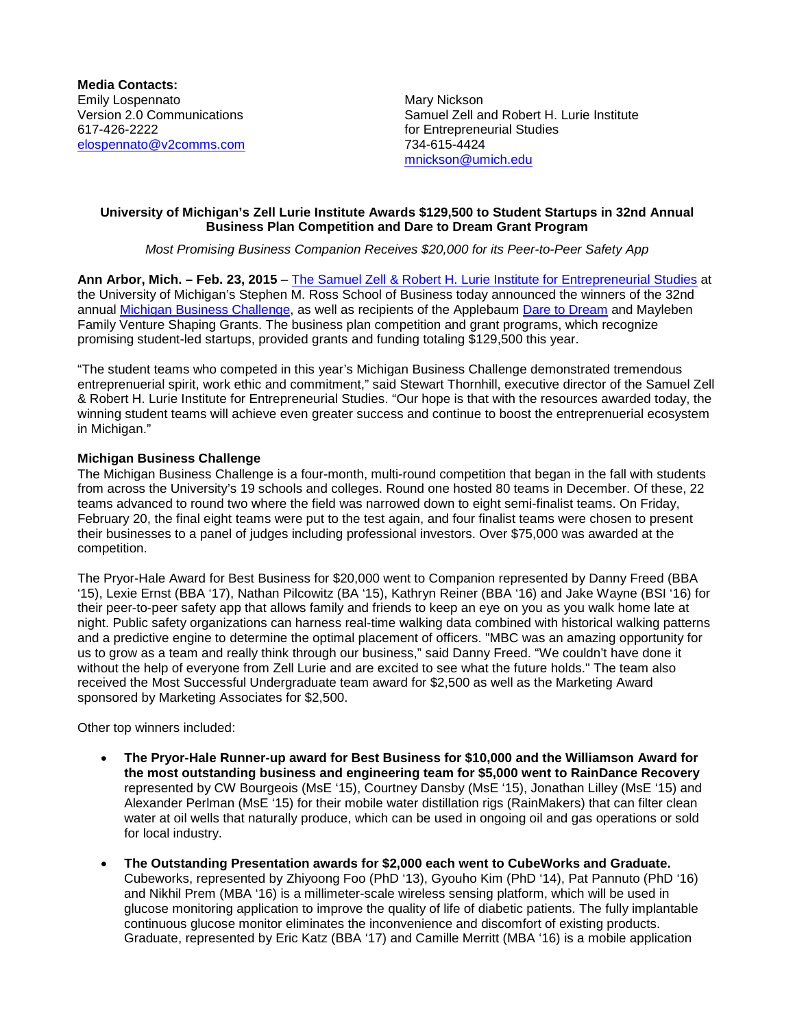**Media Contacts:**

Emily Lospennato
Version 2.0 Communications
617-426-2222
elospennato@v2comms.com

Mary Nickson
Samuel Zell and Robert H. Lurie Institute
for Entrepreneurial Studies
734-615-4424
mnickson@umich.edu

**University of Michigan's Zell Lurie Institute Awards $129,500 to Student Startups in 32nd Annual Business Plan Competition and Dare to Dream Grant Program**

*Most Promising Business Companion Receives $20,000 for its Peer-to-Peer Safety App*

**Ann Arbor, Mich. – Feb. 23, 2015** – The Samuel Zell & Robert H. Lurie Institute for Entrepreneurial Studies at the University of Michigan's Stephen M. Ross School of Business today announced the winners of the 32nd annual Michigan Business Challenge, as well as recipients of the Applebaum Dare to Dream and Mayleben Family Venture Shaping Grants. The business plan competition and grant programs, which recognize promising student-led startups, provided grants and funding totaling $129,500 this year.

"The student teams who competed in this year's Michigan Business Challenge demonstrated tremendous entrepreneurial spirit, work ethic and commitment," said Stewart Thornhill, executive director of the Samuel Zell & Robert H. Lurie Institute for Entrepreneurial Studies. "Our hope is that with the resources awarded today, the winning student teams will achieve even greater success and continue to boost the entrepreneurial ecosystem in Michigan."

**Michigan Business Challenge**

The Michigan Business Challenge is a four-month, multi-round competition that began in the fall with students from across the University's 19 schools and colleges. Round one hosted 80 teams in December. Of these, 22 teams advanced to round two where the field was narrowed down to eight semi-finalist teams. On Friday, February 20, the final eight teams were put to the test again, and four finalist teams were chosen to present their businesses to a panel of judges including professional investors. Over $75,000 was awarded at the competition.

The Pryor-Hale Award for Best Business for $20,000 went to Companion represented by Danny Freed (BBA '15), Lexie Ernst (BBA '17), Nathan Pilcowitz (BA '15), Kathryn Reiner (BBA '16) and Jake Wayne (BSI '16) for their peer-to-peer safety app that allows family and friends to keep an eye on you as you walk home late at night. Public safety organizations can harness real-time walking data combined with historical walking patterns and a predictive engine to determine the optimal placement of officers. "MBC was an amazing opportunity for us to grow as a team and really think through our business," said Danny Freed. "We couldn't have done it without the help of everyone from Zell Lurie and are excited to see what the future holds." The team also received the Most Successful Undergraduate team award for $2,500 as well as the Marketing Award sponsored by Marketing Associates for $2,500.

Other top winners included:

- **The Pryor-Hale Runner-up award for Best Business for $10,000 and the Williamson Award for the most outstanding business and engineering team for $5,000 went to RainDance Recovery** represented by CW Bourgeois (MsE '15), Courtney Dansby (MsE '15), Jonathan Lilley (MsE '15) and Alexander Perlman (MsE '15) for their mobile water distillation rigs (RainMakers) that can filter clean water at oil wells that naturally produce, which can be used in ongoing oil and gas operations or sold for local industry.

- **The Outstanding Presentation awards for $2,000 each went to CubeWorks and Graduate.** Cubeworks, represented by Zhiyoong Foo (PhD '13), Gyouho Kim (PhD '14), Pat Pannuto (PhD '16) and Nikhil Prem (MBA '16) is a millimeter-scale wireless sensing platform, which will be used in glucose monitoring application to improve the quality of life of diabetic patients. The fully implantable continuous glucose monitor eliminates the inconvenience and discomfort of existing products. Graduate, represented by Eric Katz (BBA '17) and Camille Merritt (MBA '16) is a mobile application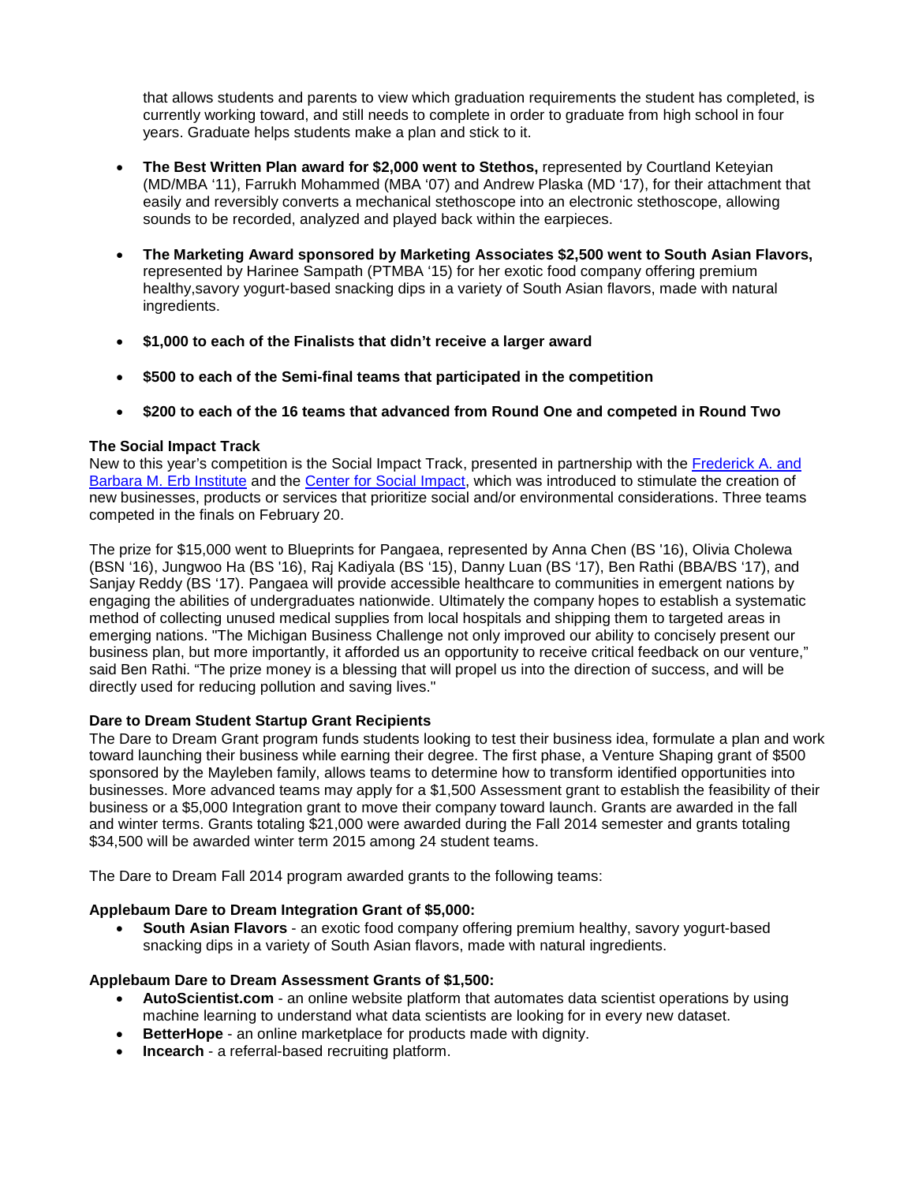that allows students and parents to view which graduation requirements the student has completed, is currently working toward, and still needs to complete in order to graduate from high school in four years. Graduate helps students make a plan and stick to it.

- **The Best Written Plan award for $2,000 went to Stethos,** represented by Courtland Keteyian (MD/MBA '11), Farrukh Mohammed (MBA '07) and Andrew Plaska (MD '17), for their attachment that easily and reversibly converts a mechanical stethoscope into an electronic stethoscope, allowing sounds to be recorded, analyzed and played back within the earpieces.

- **The Marketing Award sponsored by Marketing Associates $2,500 went to South Asian Flavors,** represented by Harinee Sampath (PTMBA '15) for her exotic food company offering premium healthy,savory yogurt-based snacking dips in a variety of South Asian flavors, made with natural ingredients.

- **$1,000 to each of the Finalists that didn't receive a larger award**

- **$500 to each of the Semi-final teams that participated in the competition**

- **$200 to each of the 16 teams that advanced from Round One and competed in Round Two**

**The Social Impact Track**

New to this year's competition is the Social Impact Track, presented in partnership with the [Frederick A. and Barbara M. Erb Institute] and the [Center for Social Impact], which was introduced to stimulate the creation of new businesses, products or services that prioritize social and/or environmental considerations. Three teams competed in the finals on February 20.

The prize for $15,000 went to Blueprints for Pangaea, represented by Anna Chen (BS '16), Olivia Cholewa (BSN '16), Jungwoo Ha (BS '16), Raj Kadiyala (BS '15), Danny Luan (BS '17), Ben Rathi (BBA/BS '17), and Sanjay Reddy (BS '17). Pangaea will provide accessible healthcare to communities in emergent nations by engaging the abilities of undergraduates nationwide. Ultimately the company hopes to establish a systematic method of collecting unused medical supplies from local hospitals and shipping them to targeted areas in emerging nations. "The Michigan Business Challenge not only improved our ability to concisely present our business plan, but more importantly, it afforded us an opportunity to receive critical feedback on our venture," said Ben Rathi. "The prize money is a blessing that will propel us into the direction of success, and will be directly used for reducing pollution and saving lives."

**Dare to Dream Student Startup Grant Recipients**

The Dare to Dream Grant program funds students looking to test their business idea, formulate a plan and work toward launching their business while earning their degree. The first phase, a Venture Shaping grant of $500 sponsored by the Mayleben family, allows teams to determine how to transform identified opportunities into businesses. More advanced teams may apply for a $1,500 Assessment grant to establish the feasibility of their business or a $5,000 Integration grant to move their company toward launch. Grants are awarded in the fall and winter terms. Grants totaling $21,000 were awarded during the Fall 2014 semester and grants totaling $34,500 will be awarded winter term 2015 among 24 student teams.

The Dare to Dream Fall 2014 program awarded grants to the following teams:

**Applebaum Dare to Dream Integration Grant of $5,000:**

- **South Asian Flavors** - an exotic food company offering premium healthy, savory yogurt-based snacking dips in a variety of South Asian flavors, made with natural ingredients.

**Applebaum Dare to Dream Assessment Grants of $1,500:**

- **AutoScientist.com** - an online website platform that automates data scientist operations by using machine learning to understand what data scientists are looking for in every new dataset.
- **BetterHope** - an online marketplace for products made with dignity.
- **Incearch** - a referral-based recruiting platform.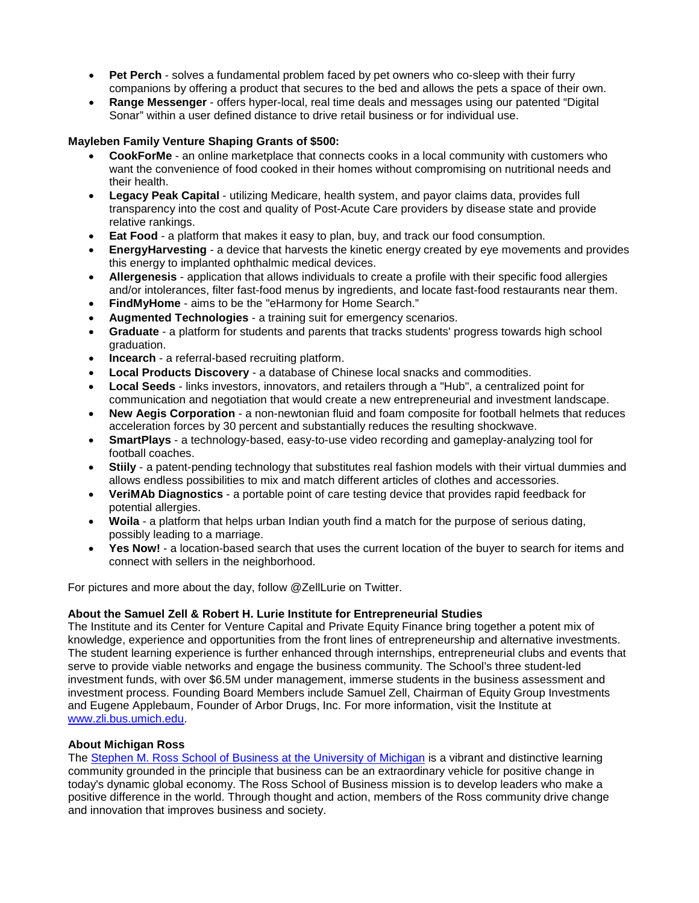- **Pet Perch** - solves a fundamental problem faced by pet owners who co-sleep with their furry companions by offering a product that secures to the bed and allows the pets a space of their own.
- **Range Messenger** - offers hyper-local, real time deals and messages using our patented "Digital Sonar" within a user defined distance to drive retail business or for individual use.

**Mayleben Family Venture Shaping Grants of $500:**

- **CookForMe** - an online marketplace that connects cooks in a local community with customers who want the convenience of food cooked in their homes without compromising on nutritional needs and their health.
- **Legacy Peak Capital** - utilizing Medicare, health system, and payor claims data, provides full transparency into the cost and quality of Post-Acute Care providers by disease state and provide relative rankings.
- **Eat Food** - a platform that makes it easy to plan, buy, and track our food consumption.
- **EnergyHarvesting** - a device that harvests the kinetic energy created by eye movements and provides this energy to implanted ophthalmic medical devices.
- **Allergenesis** - application that allows individuals to create a profile with their specific food allergies and/or intolerances, filter fast-food menus by ingredients, and locate fast-food restaurants near them.
- **FindMyHome** - aims to be the "eHarmony for Home Search."
- **Augmented Technologies** - a training suit for emergency scenarios.
- **Graduate** - a platform for students and parents that tracks students' progress towards high school graduation.
- **Incearch** - a referral-based recruiting platform.
- **Local Products Discovery** - a database of Chinese local snacks and commodities.
- **Local Seeds** - links investors, innovators, and retailers through a "Hub", a centralized point for communication and negotiation that would create a new entrepreneurial and investment landscape.
- **New Aegis Corporation** - a non-newtonian fluid and foam composite for football helmets that reduces acceleration forces by 30 percent and substantially reduces the resulting shockwave.
- **SmartPlays** - a technology-based, easy-to-use video recording and gameplay-analyzing tool for football coaches.
- **Stiily** - a patent-pending technology that substitutes real fashion models with their virtual dummies and allows endless possibilities to mix and match different articles of clothes and accessories.
- **VeriMAb Diagnostics** - a portable point of care testing device that provides rapid feedback for potential allergies.
- **Woila** - a platform that helps urban Indian youth find a match for the purpose of serious dating, possibly leading to a marriage.
- **Yes Now!** - a location-based search that uses the current location of the buyer to search for items and connect with sellers in the neighborhood.

For pictures and more about the day, follow @ZellLurie on Twitter.

**About the Samuel Zell & Robert H. Lurie Institute for Entrepreneurial Studies**

The Institute and its Center for Venture Capital and Private Equity Finance bring together a potent mix of knowledge, experience and opportunities from the front lines of entrepreneurship and alternative investments. The student learning experience is further enhanced through internships, entrepreneurial clubs and events that serve to provide viable networks and engage the business community. The School's three student-led investment funds, with over $6.5M under management, immerse students in the business assessment and investment process. Founding Board Members include Samuel Zell, Chairman of Equity Group Investments and Eugene Applebaum, Founder of Arbor Drugs, Inc. For more information, visit the Institute at [www.zli.bus.umich.edu](www.zli.bus.umich.edu).

**About Michigan Ross**

The [Stephen M. Ross School of Business at the University of Michigan]() is a vibrant and distinctive learning community grounded in the principle that business can be an extraordinary vehicle for positive change in today's dynamic global economy. The Ross School of Business mission is to develop leaders who make a positive difference in the world. Through thought and action, members of the Ross community drive change and innovation that improves business and society.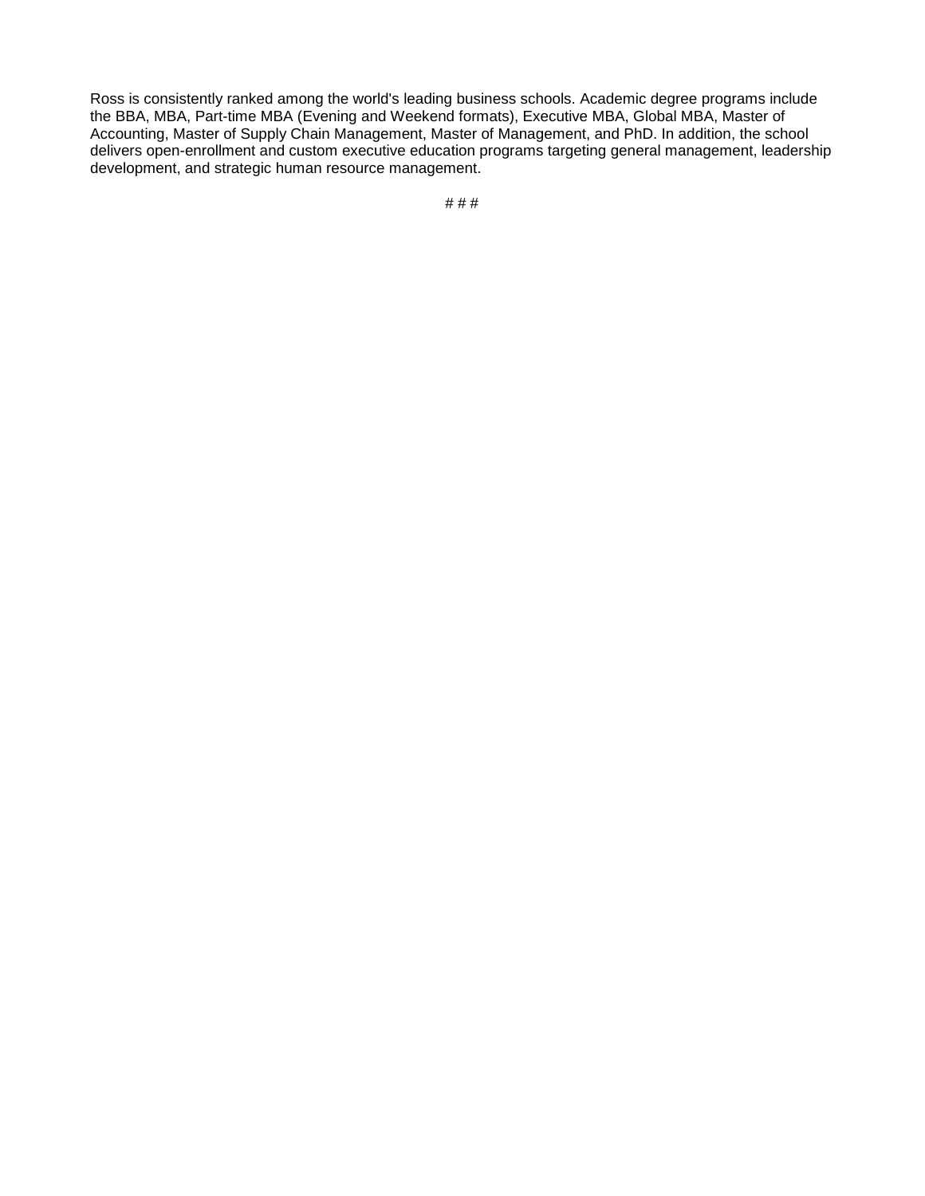Ross is consistently ranked among the world's leading business schools. Academic degree programs include the BBA, MBA, Part-time MBA (Evening and Weekend formats), Executive MBA, Global MBA, Master of Accounting, Master of Supply Chain Management, Master of Management, and PhD. In addition, the school delivers open-enrollment and custom executive education programs targeting general management, leadership development, and strategic human resource management.

# # #